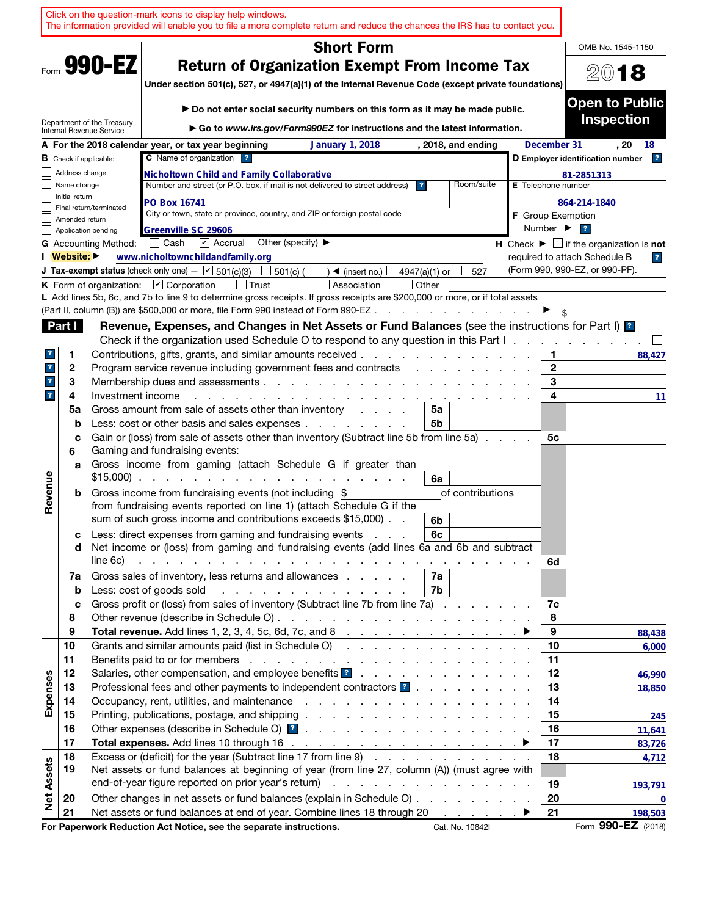Click on the question-mark icons to display help windows.
The information provided will enable you to file a more complete return and reduce the chances the IRS has to contact you.

Form **990-EZ**

Department of the Treasury
Internal Revenue Service

# Short Form
# Return of Organization Exempt From Income Tax

**Under section 501(c), 527, or 4947(a)(1) of the Internal Revenue Code (except private foundations)**

▶ **Do not enter social security numbers on this form as it may be made public.**

▶ **Go to *www.irs.gov/Form990EZ* for instructions and the latest information.**

OMB No. 1545-1150

**2018**

**Open to Public Inspection**

**A** For the 2018 calendar year, or tax year beginning **January 1, 2018** , 2018, and ending **December 31** , 20 **18**

**B** Check if applicable:
- ☐ Address change
- ☐ Name change
- ☐ Initial return
- ☐ Final return/terminated
- ☐ Amended return
- ☐ Application pending

**C** Name of organization: **Nicholtown Child and Family Collaborative**

Number and street (or P.O. box, if mail is not delivered to street address): **PO Box 16741** Room/suite:

City or town, state or province, country, and ZIP or foreign postal code: **Greenville SC 29606**

**D Employer identification number:** **81-2851313**

**E** Telephone number: **864-214-1840**

**F** Group Exemption Number ▶

**G** Accounting Method: ☐ Cash ☑ Accrual Other (specify) ▶

**H** Check ▶ ☐ if the organization is **not** required to attach Schedule B (Form 990, 990-EZ, or 990-PF).

**I Website:** ▶ **www.nicholtownchildandfamily.org**

**J Tax-exempt status** (check only one) — ☑ 501(c)(3) ☐ 501(c) ( ) ◀ (insert no.) ☐ 4947(a)(1) or ☐ 527

**K** Form of organization: ☑ Corporation ☐ Trust ☐ Association ☐ Other

**L** Add lines 5b, 6c, and 7b to line 9 to determine gross receipts. If gross receipts are $200,000 or more, or if total assets (Part II, column (B)) are $500,000 or more, file Form 990 instead of Form 990-EZ . . . ▶ $

## Part I Revenue, Expenses, and Changes in Net Assets or Fund Balances (see the instructions for Part I)

Check if the organization used Schedule O to respond to any question in this Part I . . . ☐

| Section | Line | Description | Sub-line | Sub-amount | Line | Amount |
|---|---|---|---|---|---|---|
| Revenue | 1 | Contributions, gifts, grants, and similar amounts received | | | 1 | 88,427 |
| | 2 | Program service revenue including government fees and contracts | | | 2 | |
| | 3 | Membership dues and assessments | | | 3 | |
| | 4 | Investment income | | | 4 | 11 |
| | 5a | Gross amount from sale of assets other than inventory | 5a | | | |
| | b | Less: cost or other basis and sales expenses | 5b | | | |
| | c | Gain or (loss) from sale of assets other than inventory (Subtract line 5b from line 5a) | | | 5c | |
| | 6 | Gaming and fundraising events: | | | | |
| | a | Gross income from gaming (attach Schedule G if greater than $15,000) | 6a | | | |
| | b | Gross income from fundraising events (not including $ ______ of contributions from fundraising events reported on line 1) (attach Schedule G if the sum of such gross income and contributions exceeds $15,000) | 6b | | | |
| | c | Less: direct expenses from gaming and fundraising events | 6c | | | |
| | d | Net income or (loss) from gaming and fundraising events (add lines 6a and 6b and subtract line 6c) | | | 6d | |
| | 7a | Gross sales of inventory, less returns and allowances | 7a | | | |
| | b | Less: cost of goods sold | 7b | | | |
| | c | Gross profit or (loss) from sales of inventory (Subtract line 7b from line 7a) | | | 7c | |
| | 8 | Other revenue (describe in Schedule O) | | | 8 | |
| | 9 | **Total revenue.** Add lines 1, 2, 3, 4, 5c, 6d, 7c, and 8 ▶ | | | 9 | 88,438 |
| Expenses | 10 | Grants and similar amounts paid (list in Schedule O) | | | 10 | 6,000 |
| | 11 | Benefits paid to or for members | | | 11 | |
| | 12 | Salaries, other compensation, and employee benefits | | | 12 | 46,990 |
| | 13 | Professional fees and other payments to independent contractors | | | 13 | 18,850 |
| | 14 | Occupancy, rent, utilities, and maintenance | | | 14 | |
| | 15 | Printing, publications, postage, and shipping | | | 15 | 245 |
| | 16 | Other expenses (describe in Schedule O) | | | 16 | 11,641 |
| | 17 | **Total expenses.** Add lines 10 through 16 ▶ | | | 17 | 83,726 |
| Net Assets | 18 | Excess or (deficit) for the year (Subtract line 17 from line 9) | | | 18 | 4,712 |
| | 19 | Net assets or fund balances at beginning of year (from line 27, column (A)) (must agree with end-of-year figure reported on prior year's return) | | | 19 | 193,791 |
| | 20 | Other changes in net assets or fund balances (explain in Schedule O) | | | 20 | 0 |
| | 21 | Net assets or fund balances at end of year. Combine lines 18 through 20 ▶ | | | 21 | 198,503 |

**For Paperwork Reduction Act Notice, see the separate instructions.** Cat. No. 10642I Form **990-EZ** (2018)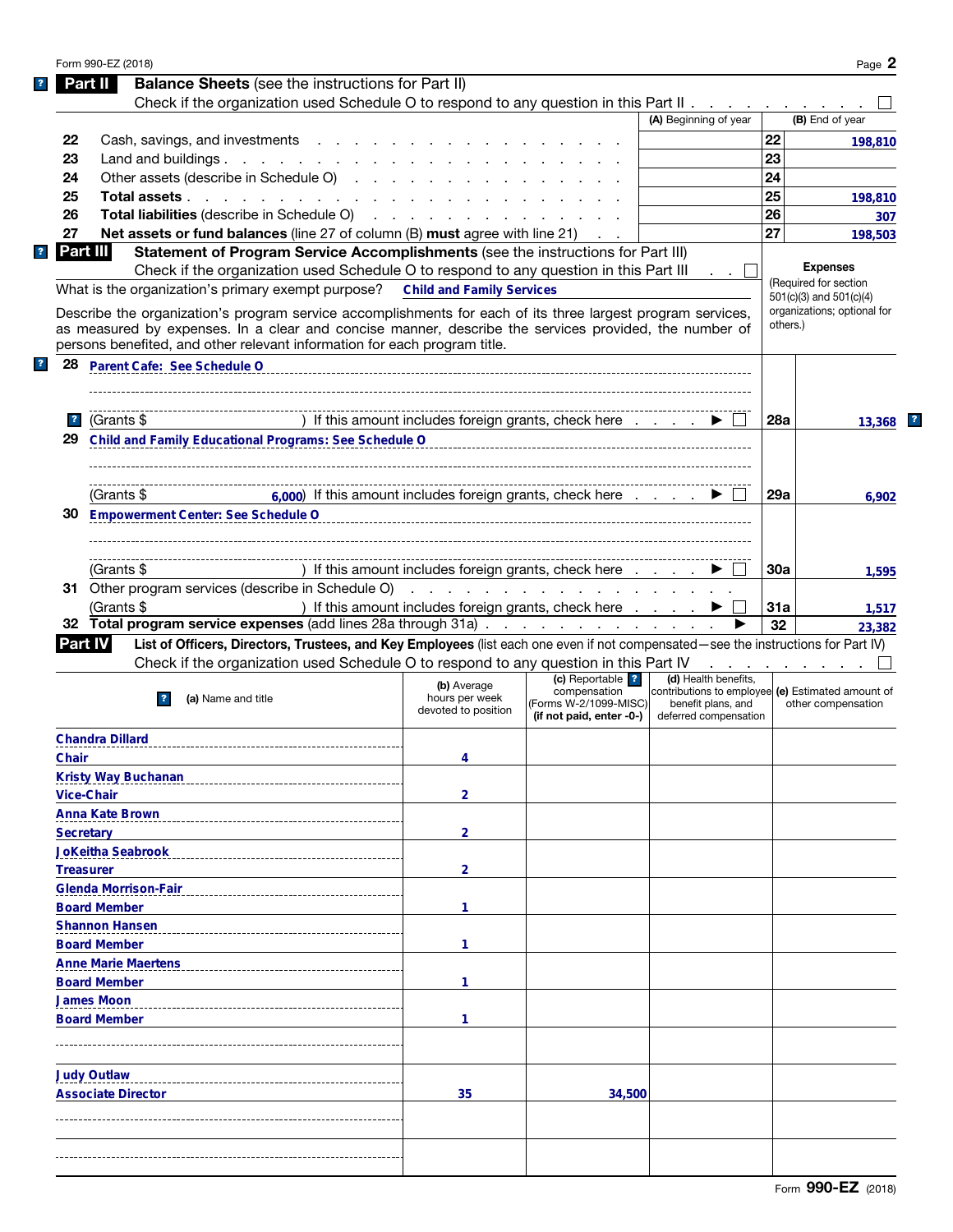Form 990-EZ (2018)

## Part II Balance Sheets (see the instructions for Part II)

Check if the organization used Schedule O to respond to any question in this Part II . . . . . . . . . . ☐

| | | (A) Beginning of year | | (B) End of year |
|---|---|---|---|---|
| 22 | Cash, savings, and investments | | 22 | 198,810 |
| 23 | Land and buildings | | 23 | |
| 24 | Other assets (describe in Schedule O) | | 24 | |
| 25 | **Total assets** | | 25 | 198,810 |
| 26 | **Total liabilities** (describe in Schedule O) | | 26 | 307 |
| 27 | **Net assets or fund balances** (line 27 of column (B) **must** agree with line 21) | | 27 | 198,503 |

## Part III Statement of Program Service Accomplishments (see the instructions for Part III)

Check if the organization used Schedule O to respond to any question in this Part III . . ☐

What is the organization's primary exempt purpose? **Child and Family Services**

Describe the organization's program service accomplishments for each of its three largest program services, as measured by expenses. In a clear and concise manner, describe the services provided, the number of persons benefited, and other relevant information for each program title.

**Expenses** (Required for section 501(c)(3) and 501(c)(4) organizations; optional for others.)

| | | | |
|---|---|---|---|
| 28 | Parent Cafe: See Schedule O<br>(Grants $ ) If this amount includes foreign grants, check here ▶ ☐ | 28a | 13,368 |
| 29 | Child and Family Educational Programs: See Schedule O<br>(Grants $ 6,000) If this amount includes foreign grants, check here ▶ ☐ | 29a | 6,902 |
| 30 | Empowerment Center: See Schedule O<br>(Grants $ ) If this amount includes foreign grants, check here ▶ ☐ | 30a | 1,595 |
| 31 | Other program services (describe in Schedule O)<br>(Grants $ ) If this amount includes foreign grants, check here ▶ ☐ | 31a | 1,517 |
| 32 | **Total program service expenses** (add lines 28a through 31a) ▶ | 32 | 23,382 |

## Part IV List of Officers, Directors, Trustees, and Key Employees (list each one even if not compensated—see the instructions for Part IV)

Check if the organization used Schedule O to respond to any question in this Part IV . . . . . . . . ☐

| (a) Name and title | (b) Average hours per week devoted to position | (c) Reportable compensation (Forms W-2/1099-MISC) (if not paid, enter -0-) | (d) Health benefits, contributions to employee benefit plans, and deferred compensation | (e) Estimated amount of other compensation |
|---|---|---|---|---|
| Chandra Dillard<br>Chair | 4 | | | |
| Kristy Way Buchanan<br>Vice-Chair | 2 | | | |
| Anna Kate Brown<br>Secretary | 2 | | | |
| JoKeitha Seabrook<br>Treasurer | 2 | | | |
| Glenda Morrison-Fair<br>Board Member | 1 | | | |
| Shannon Hansen<br>Board Member | 1 | | | |
| Anne Marie Maertens<br>Board Member | 1 | | | |
| James Moon<br>Board Member | 1 | | | |
| | | | | |
| Judy Outlaw<br>Associate Director | 35 | 34,500 | | |
| | | | | |
| | | | | |

Form **990-EZ** (2018)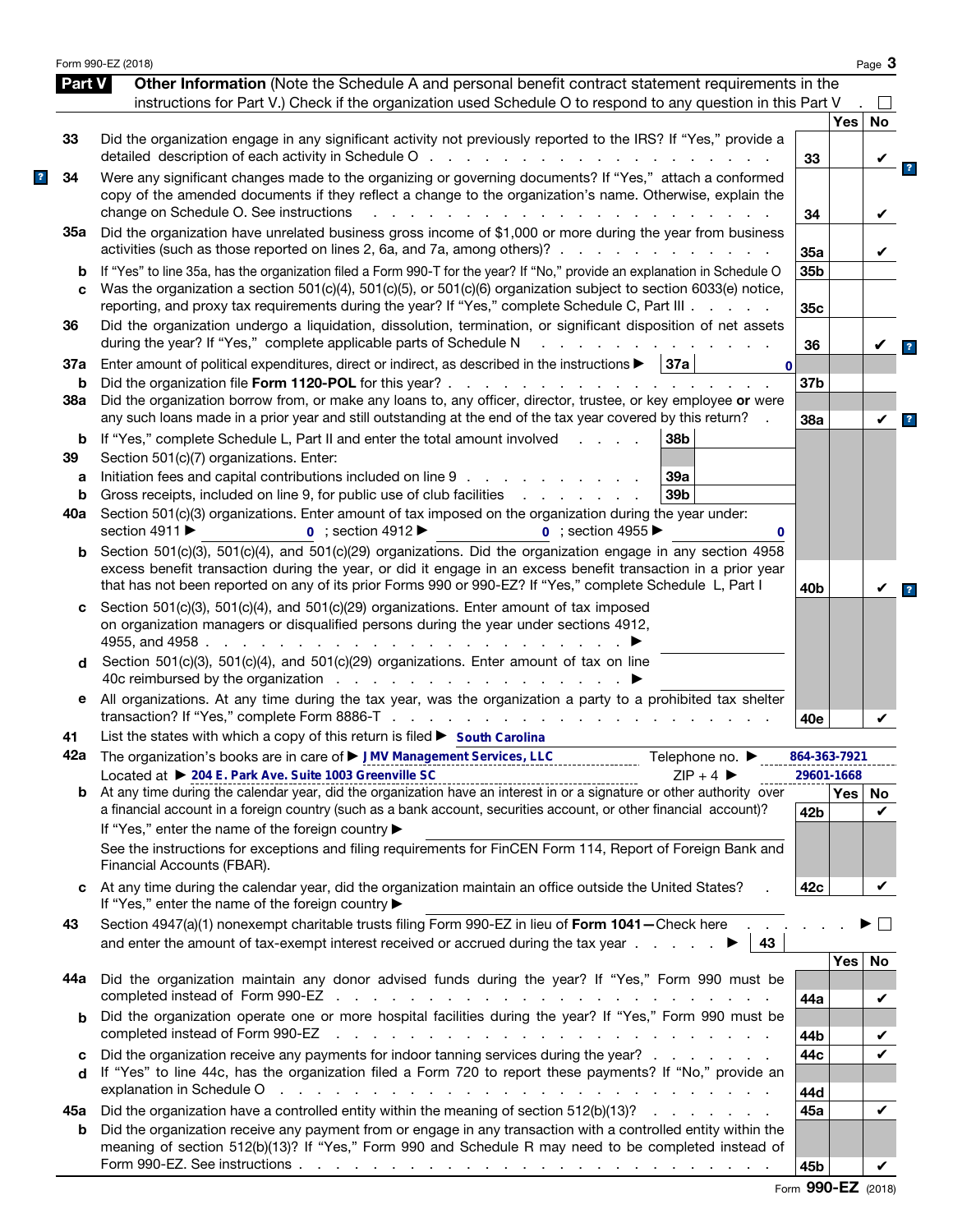Form 990-EZ (2018)

## Part V — Other Information (Note the Schedule A and personal benefit contract statement requirements in the instructions for Part V.) Check if the organization used Schedule O to respond to any question in this Part V . ☐

| | | | Yes | No |
|---|---|---|---|---|
| 33 | Did the organization engage in any significant activity not previously reported to the IRS? If "Yes," provide a detailed description of each activity in Schedule O | 33 | | ✔ |
| 34 | Were any significant changes made to the organizing or governing documents? If "Yes," attach a conformed copy of the amended documents if they reflect a change to the organization's name. Otherwise, explain the change on Schedule O. See instructions | 34 | | ✔ |
| 35a | Did the organization have unrelated business gross income of $1,000 or more during the year from business activities (such as those reported on lines 2, 6a, and 7a, among others)? | 35a | | ✔ |
| b | If "Yes" to line 35a, has the organization filed a Form 990-T for the year? If "No," provide an explanation in Schedule O | 35b | | |
| c | Was the organization a section 501(c)(4), 501(c)(5), or 501(c)(6) organization subject to section 6033(e) notice, reporting, and proxy tax requirements during the year? If "Yes," complete Schedule C, Part III | 35c | | |
| 36 | Did the organization undergo a liquidation, dissolution, termination, or significant disposition of net assets during the year? If "Yes," complete applicable parts of Schedule N | 36 | | ✔ |
| 37a | Enter amount of political expenditures, direct or indirect, as described in the instructions ▶ 37a 0 | | | |
| b | Did the organization file **Form 1120-POL** for this year? | 37b | | |
| 38a | Did the organization borrow from, or make any loans to, any officer, director, trustee, or key employee **or** were any such loans made in a prior year and still outstanding at the end of the tax year covered by this return? | 38a | | ✔ |
| b | If "Yes," complete Schedule L, Part II and enter the total amount involved ▶ 38b | | | |
| 39 | Section 501(c)(7) organizations. Enter: | | | |
| a | Initiation fees and capital contributions included on line 9 ▶ 39a | | | |
| b | Gross receipts, included on line 9, for public use of club facilities ▶ 39b | | | |
| 40a | Section 501(c)(3) organizations. Enter amount of tax imposed on the organization during the year under: section 4911 ▶ 0 ; section 4912 ▶ 0 ; section 4955 ▶ 0 | | | |
| b | Section 501(c)(3), 501(c)(4), and 501(c)(29) organizations. Did the organization engage in any section 4958 excess benefit transaction during the year, or did it engage in an excess benefit transaction in a prior year that has not been reported on any of its prior Forms 990 or 990-EZ? If "Yes," complete Schedule L, Part I | 40b | | ✔ |
| c | Section 501(c)(3), 501(c)(4), and 501(c)(29) organizations. Enter amount of tax imposed on organization managers or disqualified persons during the year under sections 4912, 4955, and 4958 ▶ | | | |
| d | Section 501(c)(3), 501(c)(4), and 501(c)(29) organizations. Enter amount of tax on line 40c reimbursed by the organization ▶ | | | |
| e | All organizations. At any time during the tax year, was the organization a party to a prohibited tax shelter transaction? If "Yes," complete Form 8886-T | 40e | | ✔ |
| 41 | List the states with which a copy of this return is filed ▶ South Carolina | | | |
| 42a | The organization's books are in care of ▶ J MV Management Services, LLC Telephone no. ▶ 864-363-7921<br>Located at ▶ 204 E. Park Ave. Suite 1003 Greenville SC ZIP + 4 ▶ 29601-1668 | | | |
| b | At any time during the calendar year, did the organization have an interest in or a signature or other authority over a financial account in a foreign country (such as a bank account, securities account, or other financial account)?<br>If "Yes," enter the name of the foreign country ▶<br>See the instructions for exceptions and filing requirements for FinCEN Form 114, Report of Foreign Bank and Financial Accounts (FBAR). | 42b | | ✔ |
| c | At any time during the calendar year, did the organization maintain an office outside the United States?<br>If "Yes," enter the name of the foreign country ▶ | 42c | | ✔ |
| 43 | Section 4947(a)(1) nonexempt charitable trusts filing Form 990-EZ in lieu of **Form 1041**—Check here ▶ ☐<br>and enter the amount of tax-exempt interest received or accrued during the tax year ▶ 43 | | | |
| 44a | Did the organization maintain any donor advised funds during the year? If "Yes," Form 990 must be completed instead of Form 990-EZ | 44a | | ✔ |
| b | Did the organization operate one or more hospital facilities during the year? If "Yes," Form 990 must be completed instead of Form 990-EZ | 44b | | ✔ |
| c | Did the organization receive any payments for indoor tanning services during the year? | 44c | | ✔ |
| d | If "Yes" to line 44c, has the organization filed a Form 720 to report these payments? If "No," provide an explanation in Schedule O | 44d | | |
| 45a | Did the organization have a controlled entity within the meaning of section 512(b)(13)? | 45a | | ✔ |
| b | Did the organization receive any payment from or engage in any transaction with a controlled entity within the meaning of section 512(b)(13)? If "Yes," Form 990 and Schedule R may need to be completed instead of Form 990-EZ. See instructions | 45b | | ✔ |

Form **990-EZ** (2018)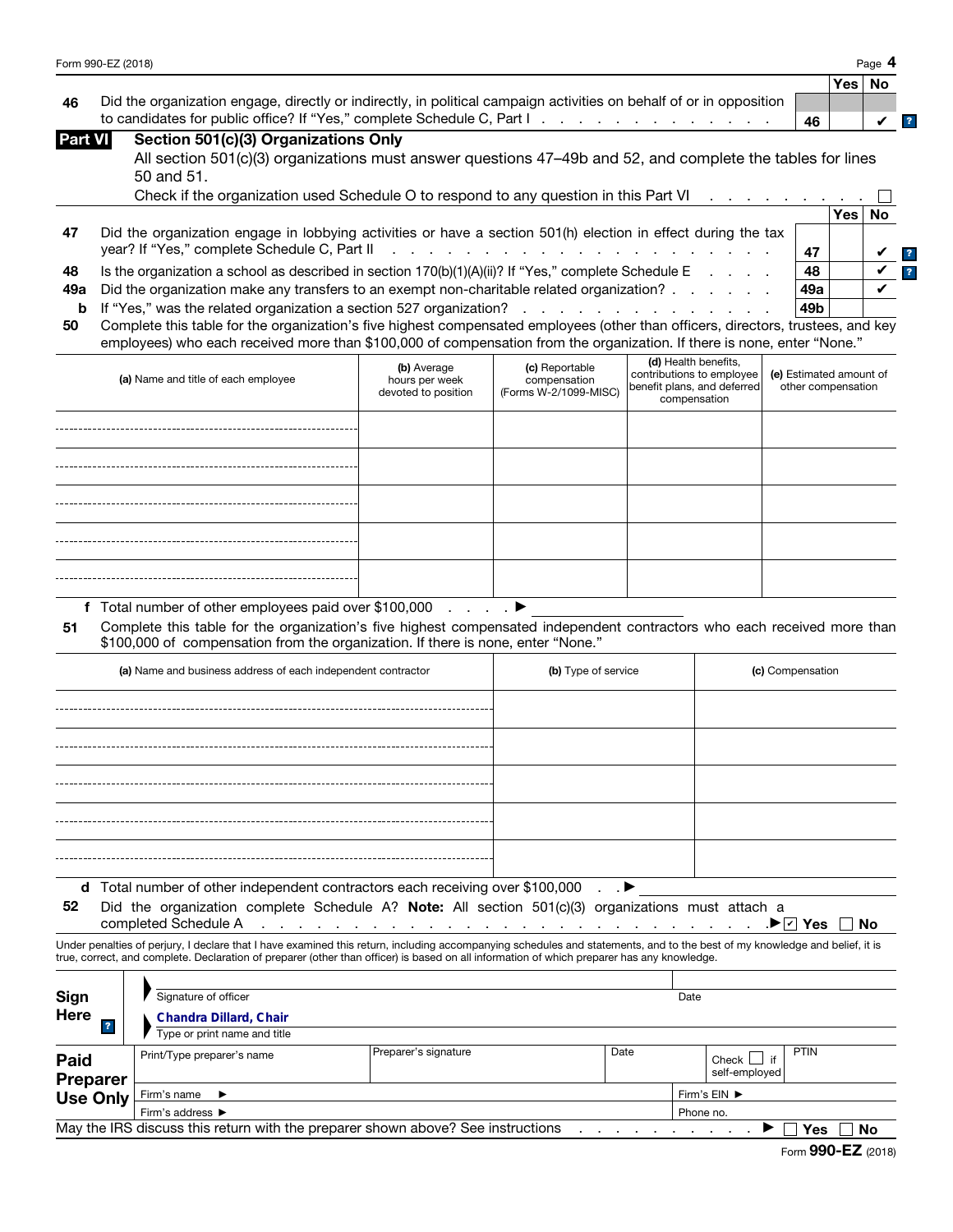| | | Yes | No |
|---|---|---|---|
| **46** Did the organization engage, directly or indirectly, in political campaign activities on behalf of or in opposition to candidates for public office? If "Yes," complete Schedule C, Part I | 46 | | ✔ |

## Part VI Section 501(c)(3) Organizations Only

All section 501(c)(3) organizations must answer questions 47–49b and 52, and complete the tables for lines 50 and 51.

Check if the organization used Schedule O to respond to any question in this Part VI ☐

| | | Yes | No |
|---|---|---|---|
| **47** Did the organization engage in lobbying activities or have a section 501(h) election in effect during the tax year? If "Yes," complete Schedule C, Part II | 47 | | ✔ |
| **48** Is the organization a school as described in section 170(b)(1)(A)(ii)? If "Yes," complete Schedule E | 48 | | ✔ |
| **49a** Did the organization make any transfers to an exempt non-charitable related organization? | 49a | | ✔ |
| **b** If "Yes," was the related organization a section 527 organization? | 49b | | |

**50** Complete this table for the organization's five highest compensated employees (other than officers, directors, trustees, and key employees) who each received more than $100,000 of compensation from the organization. If there is none, enter "None."

| (a) Name and title of each employee | (b) Average hours per week devoted to position | (c) Reportable compensation (Forms W-2/1099-MISC) | (d) Health benefits, contributions to employee benefit plans, and deferred compensation | (e) Estimated amount of other compensation |
|---|---|---|---|---|
| | | | | |
| | | | | |
| | | | | |
| | | | | |
| | | | | |

**f** Total number of other employees paid over $100,000 ▶

**51** Complete this table for the organization's five highest compensated independent contractors who each received more than $100,000 of compensation from the organization. If there is none, enter "None."

| (a) Name and business address of each independent contractor | (b) Type of service | (c) Compensation |
|---|---|---|
| | | |
| | | |
| | | |
| | | |
| | | |

**d** Total number of other independent contractors each receiving over $100,000 ▶

**52** Did the organization complete Schedule A? **Note:** All section 501(c)(3) organizations must attach a completed Schedule A ▶ ☑ Yes ☐ No

Under penalties of perjury, I declare that I have examined this return, including accompanying schedules and statements, and to the best of my knowledge and belief, it is true, correct, and complete. Declaration of preparer (other than officer) is based on all information of which preparer has any knowledge.

**Sign Here**

Signature of officer | Date

Chandra Dillard, Chair
Type or print name and title

**Paid Preparer Use Only**

| Print/Type preparer's name | Preparer's signature | Date | Check ☐ if self-employed | PTIN |
|---|---|---|---|---|
| | | | | |

Firm's name ▶ | Firm's EIN ▶

Firm's address ▶ | Phone no.

May the IRS discuss this return with the preparer shown above? See instructions ▶ ☐ Yes ☐ No

Form **990-EZ** (2018)